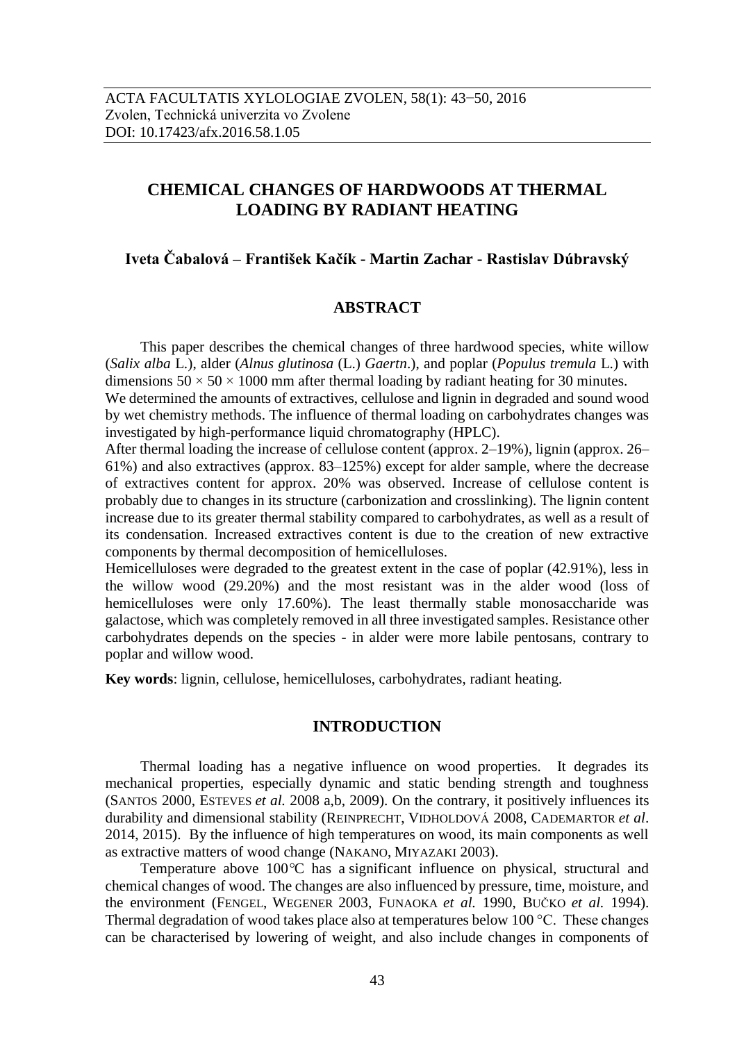ACTA FACULTATIS XYLOLOGIAE ZVOLEN, 58(1): 43−50, 2016
Zvolen, Technická univerzita vo Zvolene
DOI: 10.17423/afx.2016.58.1.05

# CHEMICAL CHANGES OF HARDWOODS AT THERMAL LOADING BY RADIANT HEATING

**Iveta Čabalová – František Kačík - Martin Zachar - Rastislav Dúbravský**

## ABSTRACT

This paper describes the chemical changes of three hardwood species, white willow (*Salix alba* L.), alder (*Alnus glutinosa* (L.) *Gaertn*.), and poplar (*Populus tremula* L.) with dimensions 50 × 50 × 1000 mm after thermal loading by radiant heating for 30 minutes.
We determined the amounts of extractives, cellulose and lignin in degraded and sound wood by wet chemistry methods. The influence of thermal loading on carbohydrates changes was investigated by high-performance liquid chromatography (HPLC).
After thermal loading the increase of cellulose content (approx. 2–19%), lignin (approx. 26–61%) and also extractives (approx. 83–125%) except for alder sample, where the decrease of extractives content for approx. 20% was observed. Increase of cellulose content is probably due to changes in its structure (carbonization and crosslinking). The lignin content increase due to its greater thermal stability compared to carbohydrates, as well as a result of its condensation. Increased extractives content is due to the creation of new extractive components by thermal decomposition of hemicelluloses.
Hemicelluloses were degraded to the greatest extent in the case of poplar (42.91%), less in the willow wood (29.20%) and the most resistant was in the alder wood (loss of hemicelluloses were only 17.60%). The least thermally stable monosaccharide was galactose, which was completely removed in all three investigated samples. Resistance other carbohydrates depends on the species - in alder were more labile pentosans, contrary to poplar and willow wood.

**Key words**: lignin, cellulose, hemicelluloses, carbohydrates, radiant heating.

## INTRODUCTION

Thermal loading has a negative influence on wood properties. It degrades its mechanical properties, especially dynamic and static bending strength and toughness (SANTOS 2000, ESTEVES *et al.* 2008 a,b, 2009). On the contrary, it positively influences its durability and dimensional stability (REINPRECHT, VIDHOLDOVÁ 2008, CADEMARTOR *et al*. 2014, 2015). By the influence of high temperatures on wood, its main components as well as extractive matters of wood change (NAKANO, MIYAZAKI 2003).

Temperature above 100 °C has a significant influence on physical, structural and chemical changes of wood. The changes are also influenced by pressure, time, moisture, and the environment (FENGEL, WEGENER 2003, FUNAOKA *et al.* 1990, BUČKO *et al.* 1994). Thermal degradation of wood takes place also at temperatures below 100 °C. These changes can be characterised by lowering of weight, and also include changes in components of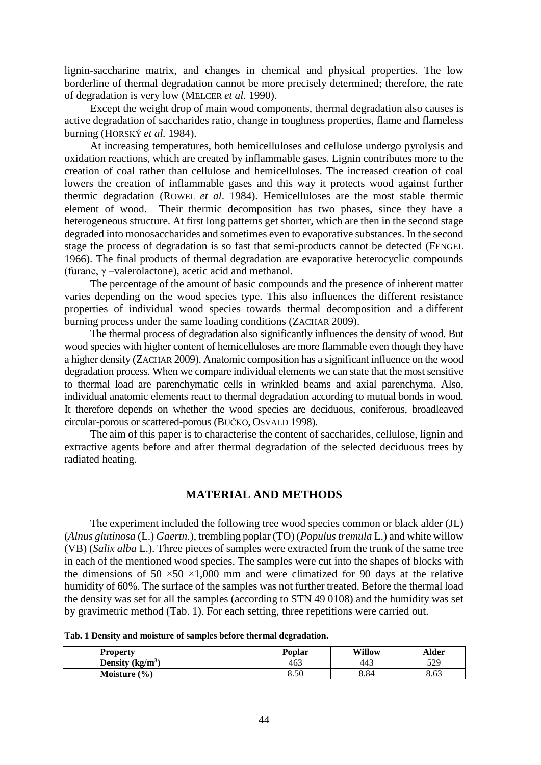lignin-saccharine matrix, and changes in chemical and physical properties. The low borderline of thermal degradation cannot be more precisely determined; therefore, the rate of degradation is very low (MELCER *et al*. 1990).

Except the weight drop of main wood components, thermal degradation also causes is active degradation of saccharides ratio, change in toughness properties, flame and flameless burning (HORSKÝ *et al.* 1984).

At increasing temperatures, both hemicelluloses and cellulose undergo pyrolysis and oxidation reactions, which are created by inflammable gases. Lignin contributes more to the creation of coal rather than cellulose and hemicelluloses. The increased creation of coal lowers the creation of inflammable gases and this way it protects wood against further thermic degradation (ROWEL *et al*. 1984). Hemicelluloses are the most stable thermic element of wood. Their thermic decomposition has two phases, since they have a heterogeneous structure. At first long patterns get shorter, which are then in the second stage degraded into monosaccharides and sometimes even to evaporative substances. In the second stage the process of degradation is so fast that semi-products cannot be detected (FENGEL 1966). The final products of thermal degradation are evaporative heterocyclic compounds (furane, $\gamma$ –valerolactone), acetic acid and methanol.

The percentage of the amount of basic compounds and the presence of inherent matter varies depending on the wood species type. This also influences the different resistance properties of individual wood species towards thermal decomposition and a different burning process under the same loading conditions (ZACHAR 2009).

The thermal process of degradation also significantly influences the density of wood. But wood species with higher content of hemicelluloses are more flammable even though they have a higher density (ZACHAR 2009). Anatomic composition has a significant influence on the wood degradation process. When we compare individual elements we can state that the most sensitive to thermal load are parenchymatic cells in wrinkled beams and axial parenchyma. Also, individual anatomic elements react to thermal degradation according to mutual bonds in wood. It therefore depends on whether the wood species are deciduous, coniferous, broadleaved circular-porous or scattered-porous (BUČKO, OSVALD 1998).

The aim of this paper is to characterise the content of saccharides, cellulose, lignin and extractive agents before and after thermal degradation of the selected deciduous trees by radiated heating.

## MATERIAL AND METHODS

The experiment included the following tree wood species common or black alder (JL) (*Alnus glutinosa* (L.) *Gaertn*.), trembling poplar (TO) (*Populus tremula* L.) and white willow (VB) (*Salix alba* L.). Three pieces of samples were extracted from the trunk of the same tree in each of the mentioned wood species. The samples were cut into the shapes of blocks with the dimensions of 50 ×50 ×1,000 mm and were climatized for 90 days at the relative humidity of 60%. The surface of the samples was not further treated. Before the thermal load the density was set for all the samples (according to STN 49 0108) and the humidity was set by gravimetric method (Tab. 1). For each setting, three repetitions were carried out.

**Tab. 1 Density and moisture of samples before thermal degradation.**

| Property | Poplar | Willow | Alder |
|---|---|---|---|
| Density (kg/m$^3$) | 463 | 443 | 529 |
| Moisture (%) | 8.50 | 8.84 | 8.63 |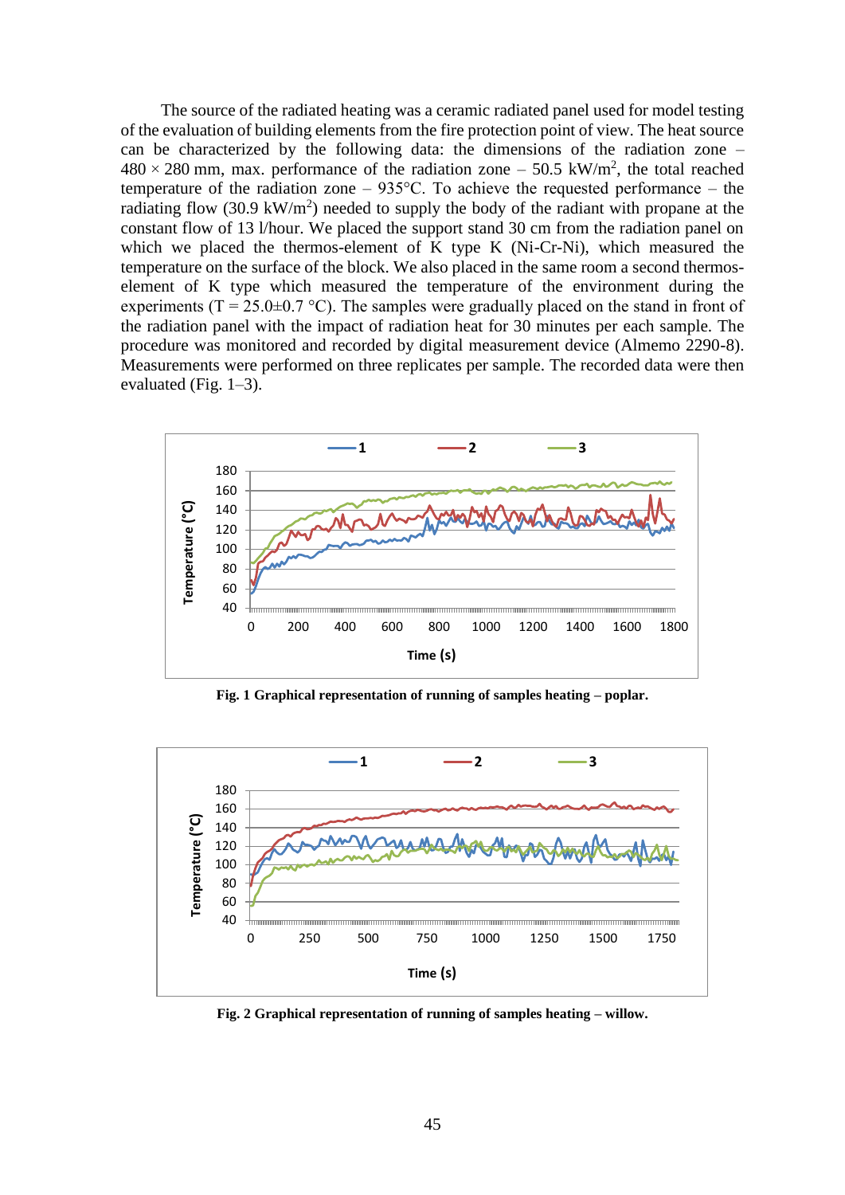The source of the radiated heating was a ceramic radiated panel used for model testing of the evaluation of building elements from the fire protection point of view. The heat source can be characterized by the following data: the dimensions of the radiation zone – 480 × 280 mm, max. performance of the radiation zone – 50.5 kW/m$^2$, the total reached temperature of the radiation zone – 935°C. To achieve the requested performance – the radiating flow (30.9 kW/m$^2$) needed to supply the body of the radiant with propane at the constant flow of 13 l/hour. We placed the support stand 30 cm from the radiation panel on which we placed the thermos-element of K type K (Ni-Cr-Ni), which measured the temperature on the surface of the block. We also placed in the same room a second thermos-element of K type which measured the temperature of the environment during the experiments (T = 25.0±0.7 °C). The samples were gradually placed on the stand in front of the radiation panel with the impact of radiation heat for 30 minutes per each sample. The procedure was monitored and recorded by digital measurement device (Almemo 2290-8). Measurements were performed on three replicates per sample. The recorded data were then evaluated (Fig. 1–3).

**Fig. 1 Graphical representation of running of samples heating – poplar.**

**Fig. 2 Graphical representation of running of samples heating – willow.**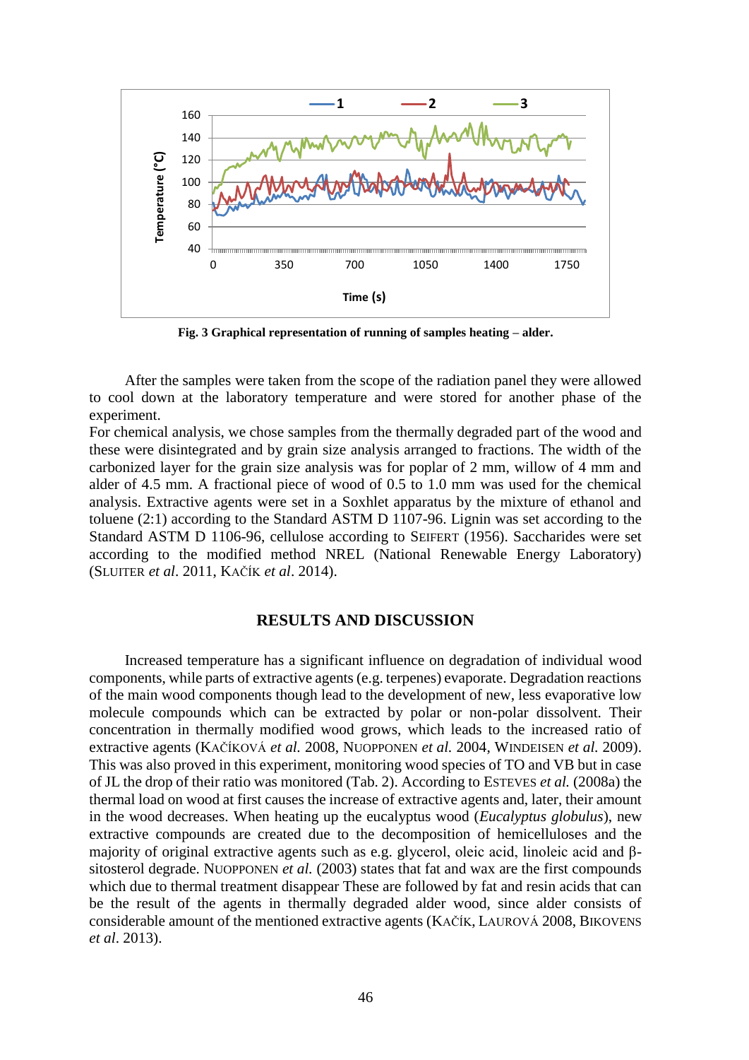Fig. 3 Graphical representation of running of samples heating – alder.

After the samples were taken from the scope of the radiation panel they were allowed to cool down at the laboratory temperature and were stored for another phase of the experiment.

For chemical analysis, we chose samples from the thermally degraded part of the wood and these were disintegrated and by grain size analysis arranged to fractions. The width of the carbonized layer for the grain size analysis was for poplar of 2 mm, willow of 4 mm and alder of 4.5 mm. A fractional piece of wood of 0.5 to 1.0 mm was used for the chemical analysis. Extractive agents were set in a Soxhlet apparatus by the mixture of ethanol and toluene (2:1) according to the Standard ASTM D 1107-96. Lignin was set according to the Standard ASTM D 1106-96, cellulose according to SEIFERT (1956). Saccharides were set according to the modified method NREL (National Renewable Energy Laboratory) (SLUITER *et al*. 2011, KAČÍK *et al*. 2014).

## RESULTS AND DISCUSSION

Increased temperature has a significant influence on degradation of individual wood components, while parts of extractive agents (e.g. terpenes) evaporate. Degradation reactions of the main wood components though lead to the development of new, less evaporative low molecule compounds which can be extracted by polar or non-polar dissolvent. Their concentration in thermally modified wood grows, which leads to the increased ratio of extractive agents (KAČÍKOVÁ *et al.* 2008, NUOPPONEN *et al.* 2004, WINDEISEN *et al.* 2009). This was also proved in this experiment, monitoring wood species of TO and VB but in case of JL the drop of their ratio was monitored (Tab. 2). According to ESTEVES *et al.* (2008a) the thermal load on wood at first causes the increase of extractive agents and, later, their amount in the wood decreases. When heating up the eucalyptus wood (*Eucalyptus globulus*), new extractive compounds are created due to the decomposition of hemicelluloses and the majority of original extractive agents such as e.g. glycerol, oleic acid, linoleic acid and β-sitosterol degrade. NUOPPONEN *et al.* (2003) states that fat and wax are the first compounds which due to thermal treatment disappear These are followed by fat and resin acids that can be the result of the agents in thermally degraded alder wood, since alder consists of considerable amount of the mentioned extractive agents (KAČÍK, LAUROVÁ 2008, BIKOVENS *et al*. 2013).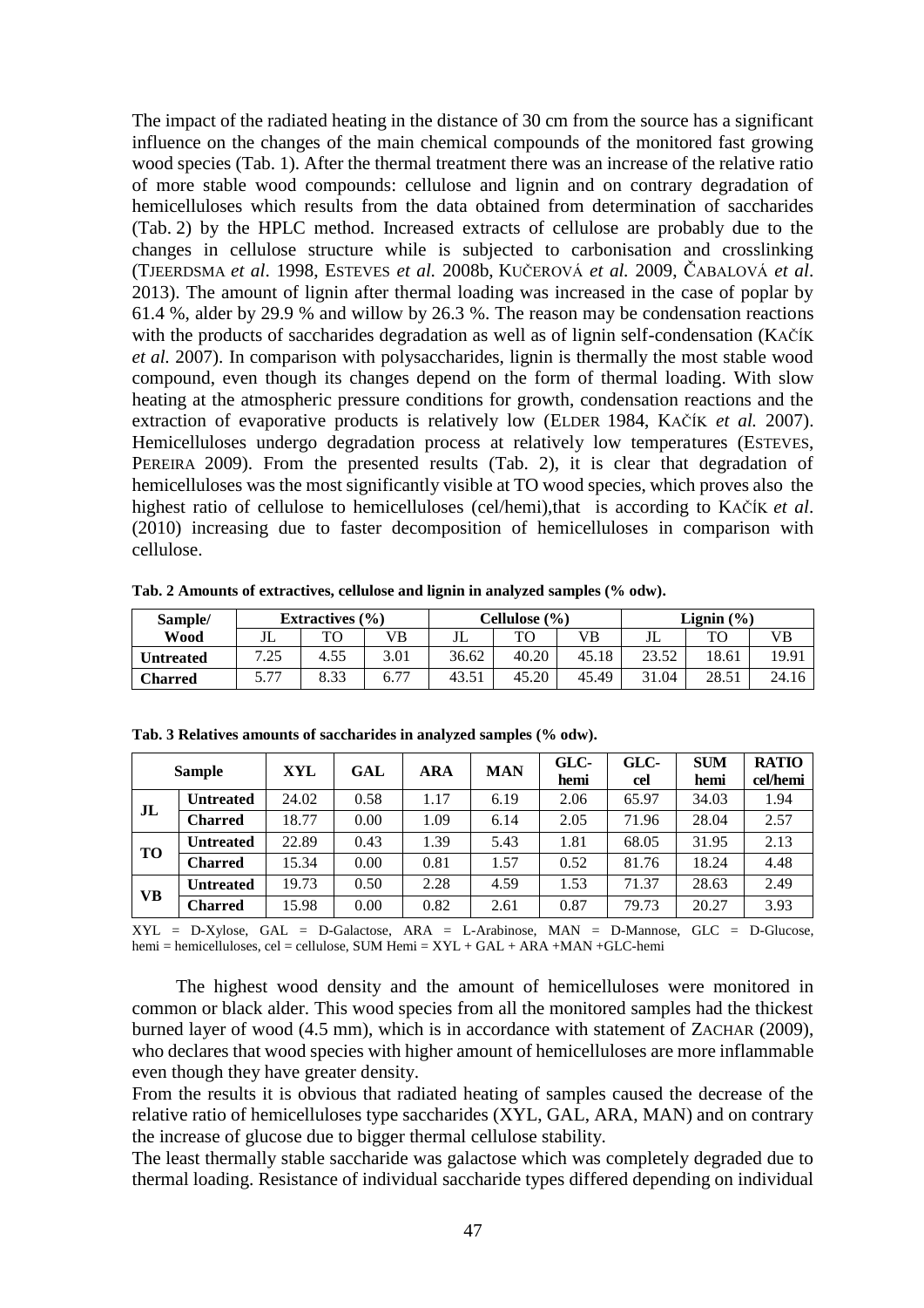The impact of the radiated heating in the distance of 30 cm from the source has a significant influence on the changes of the main chemical compounds of the monitored fast growing wood species (Tab. 1). After the thermal treatment there was an increase of the relative ratio of more stable wood compounds: cellulose and lignin and on contrary degradation of hemicelluloses which results from the data obtained from determination of saccharides (Tab. 2) by the HPLC method. Increased extracts of cellulose are probably due to the changes in cellulose structure while is subjected to carbonisation and crosslinking (TJEERDSMA *et al*. 1998, ESTEVES *et al.* 2008b, KUČEROVÁ *et al.* 2009, ČABALOVÁ *et al*. 2013). The amount of lignin after thermal loading was increased in the case of poplar by 61.4 %, alder by 29.9 % and willow by 26.3 %. The reason may be condensation reactions with the products of saccharides degradation as well as of lignin self-condensation (KAČÍK *et al.* 2007). In comparison with polysaccharides, lignin is thermally the most stable wood compound, even though its changes depend on the form of thermal loading. With slow heating at the atmospheric pressure conditions for growth, condensation reactions and the extraction of evaporative products is relatively low (ELDER 1984, KAČÍK *et al.* 2007). Hemicelluloses undergo degradation process at relatively low temperatures (ESTEVES, PEREIRA 2009). From the presented results (Tab. 2), it is clear that degradation of hemicelluloses was the most significantly visible at TO wood species, which proves also the highest ratio of cellulose to hemicelluloses (cel/hemi),that is according to KAČÍK *et al*. (2010) increasing due to faster decomposition of hemicelluloses in comparison with cellulose.

**Tab. 2 Amounts of extractives, cellulose and lignin in analyzed samples (% odw).**

| Sample/ Wood | Extractives (%) | | | Cellulose (%) | | | Lignin (%) | | |
|---|---|---|---|---|---|---|---|---|---|
| | JL | TO | VB | JL | TO | VB | JL | TO | VB |
| **Untreated** | 7.25 | 4.55 | 3.01 | 36.62 | 40.20 | 45.18 | 23.52 | 18.61 | 19.91 |
| **Charred** | 5.77 | 8.33 | 6.77 | 43.51 | 45.20 | 45.49 | 31.04 | 28.51 | 24.16 |

**Tab. 3 Relatives amounts of saccharides in analyzed samples (% odw).**

| Sample | | XYL | GAL | ARA | MAN | GLC-hemi | GLC-cel | SUM hemi | RATIO cel/hemi |
|---|---|---|---|---|---|---|---|---|---|
| **JL** | **Untreated** | 24.02 | 0.58 | 1.17 | 6.19 | 2.06 | 65.97 | 34.03 | 1.94 |
| | **Charred** | 18.77 | 0.00 | 1.09 | 6.14 | 2.05 | 71.96 | 28.04 | 2.57 |
| **TO** | **Untreated** | 22.89 | 0.43 | 1.39 | 5.43 | 1.81 | 68.05 | 31.95 | 2.13 |
| | **Charred** | 15.34 | 0.00 | 0.81 | 1.57 | 0.52 | 81.76 | 18.24 | 4.48 |
| **VB** | **Untreated** | 19.73 | 0.50 | 2.28 | 4.59 | 1.53 | 71.37 | 28.63 | 2.49 |
| | **Charred** | 15.98 | 0.00 | 0.82 | 2.61 | 0.87 | 79.73 | 20.27 | 3.93 |

XYL = D-Xylose, GAL = D-Galactose, ARA = L-Arabinose, MAN = D-Mannose, GLC = D-Glucose, hemi = hemicelluloses, cel = cellulose, SUM Hemi = XYL + GAL + ARA +MAN +GLC-hemi

The highest wood density and the amount of hemicelluloses were monitored in common or black alder. This wood species from all the monitored samples had the thickest burned layer of wood (4.5 mm), which is in accordance with statement of ZACHAR (2009), who declares that wood species with higher amount of hemicelluloses are more inflammable even though they have greater density.

From the results it is obvious that radiated heating of samples caused the decrease of the relative ratio of hemicelluloses type saccharides (XYL, GAL, ARA, MAN) and on contrary the increase of glucose due to bigger thermal cellulose stability.

The least thermally stable saccharide was galactose which was completely degraded due to thermal loading. Resistance of individual saccharide types differed depending on individual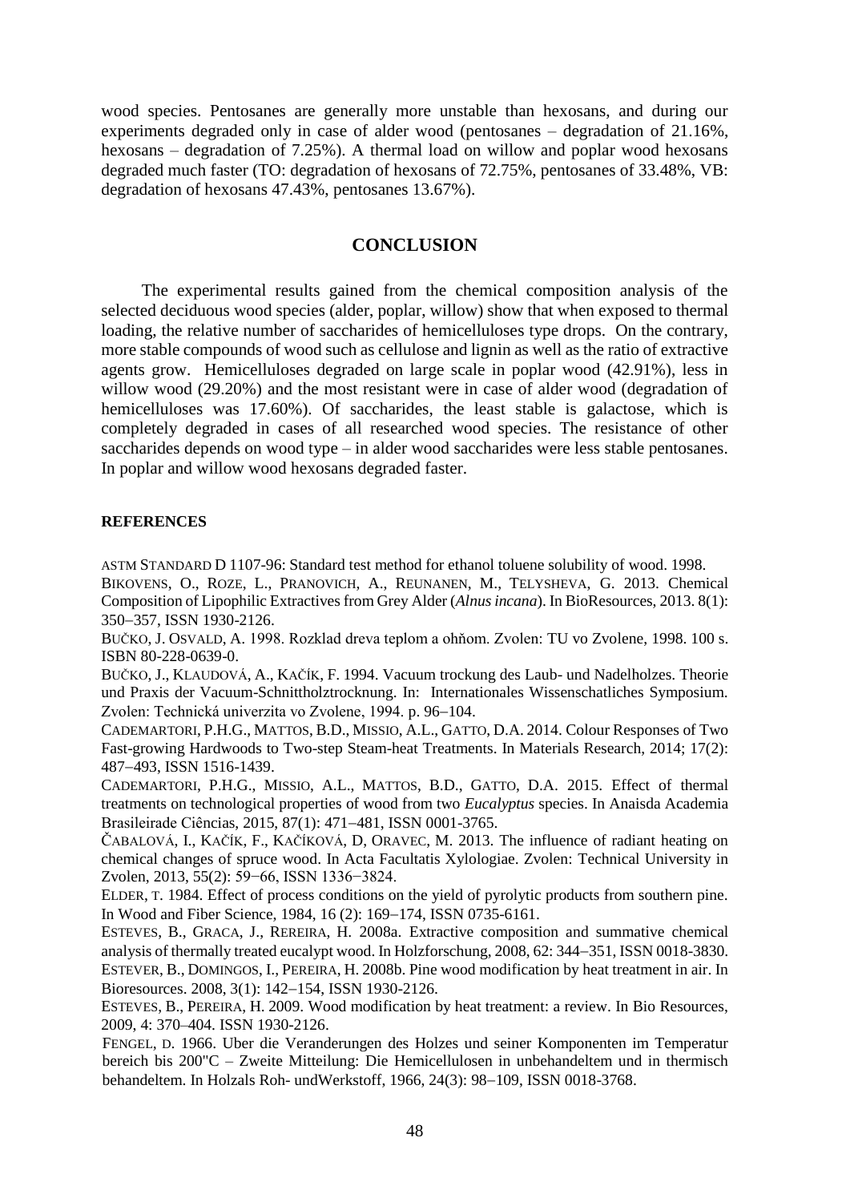wood species. Pentosanes are generally more unstable than hexosans, and during our experiments degraded only in case of alder wood (pentosanes – degradation of 21.16%, hexosans – degradation of 7.25%). A thermal load on willow and poplar wood hexosans degraded much faster (TO: degradation of hexosans of 72.75%, pentosanes of 33.48%, VB: degradation of hexosans 47.43%, pentosanes 13.67%).

## CONCLUSION

The experimental results gained from the chemical composition analysis of the selected deciduous wood species (alder, poplar, willow) show that when exposed to thermal loading, the relative number of saccharides of hemicelluloses type drops. On the contrary, more stable compounds of wood such as cellulose and lignin as well as the ratio of extractive agents grow. Hemicelluloses degraded on large scale in poplar wood (42.91%), less in willow wood (29.20%) and the most resistant were in case of alder wood (degradation of hemicelluloses was 17.60%). Of saccharides, the least stable is galactose, which is completely degraded in cases of all researched wood species. The resistance of other saccharides depends on wood type – in alder wood saccharides were less stable pentosanes. In poplar and willow wood hexosans degraded faster.

### REFERENCES

ASTM STANDARD D 1107-96: Standard test method for ethanol toluene solubility of wood. 1998.

BIKOVENS, O., ROZE, L., PRANOVICH, A., REUNANEN, M., TELYSHEVA, G. 2013. Chemical Composition of Lipophilic Extractives from Grey Alder (*Alnus incana*). In BioResources, 2013. 8(1): 350–357, ISSN 1930-2126.

BUČKO, J. OSVALD, A. 1998. Rozklad dreva teplom a ohňom. Zvolen: TU vo Zvolene, 1998. 100 s. ISBN 80-228-0639-0.

BUČKO, J., KLAUDOVÁ, A., KAČÍK, F. 1994. Vacuum trockung des Laub- und Nadelholzes. Theorie und Praxis der Vacuum-Schnittholztrocknung. In: Internationales Wissenschatliches Symposium. Zvolen: Technická univerzita vo Zvolene, 1994. p. 96–104.

CADEMARTORI, P.H.G., MATTOS, B.D., MISSIO, A.L., GATTO, D.A. 2014. Colour Responses of Two Fast-growing Hardwoods to Two-step Steam-heat Treatments. In Materials Research, 2014; 17(2): 487–493, ISSN 1516-1439.

CADEMARTORI, P.H.G., MISSIO, A.L., MATTOS, B.D., GATTO, D.A. 2015. Effect of thermal treatments on technological properties of wood from two *Eucalyptus* species. In Anaisda Academia Brasileirade Ciências, 2015, 87(1): 471–481, ISSN 0001-3765.

ČABALOVÁ, I., KAČÍK, F., KAČÍKOVÁ, D, ORAVEC, M. 2013. The influence of radiant heating on chemical changes of spruce wood. In Acta Facultatis Xylologiae. Zvolen: Technical University in Zvolen, 2013, 55(2): 59−66, ISSN 1336−3824.

ELDER, T. 1984. Effect of process conditions on the yield of pyrolytic products from southern pine. In Wood and Fiber Science, 1984, 16 (2): 169–174, ISSN 0735-6161.

ESTEVES, B., GRACA, J., REREIRA, H. 2008a. Extractive composition and summative chemical analysis of thermally treated eucalypt wood. In Holzforschung, 2008, 62: 344–351, ISSN 0018-3830.

ESTEVER, B., DOMINGOS, I., PEREIRA, H. 2008b. Pine wood modification by heat treatment in air. In Bioresources. 2008, 3(1): 142–154, ISSN 1930-2126.

ESTEVES, B., PEREIRA, H. 2009. Wood modification by heat treatment: a review. In Bio Resources, 2009, 4: 370–404. ISSN 1930-2126.

FENGEL, D. 1966. Uber die Veranderungen des Holzes und seiner Komponenten im Temperatur bereich bis 200"C – Zweite Mitteilung: Die Hemicellulosen in unbehandeltem und in thermisch behandeltem. In Holzals Roh- undWerkstoff, 1966, 24(3): 98–109, ISSN 0018-3768.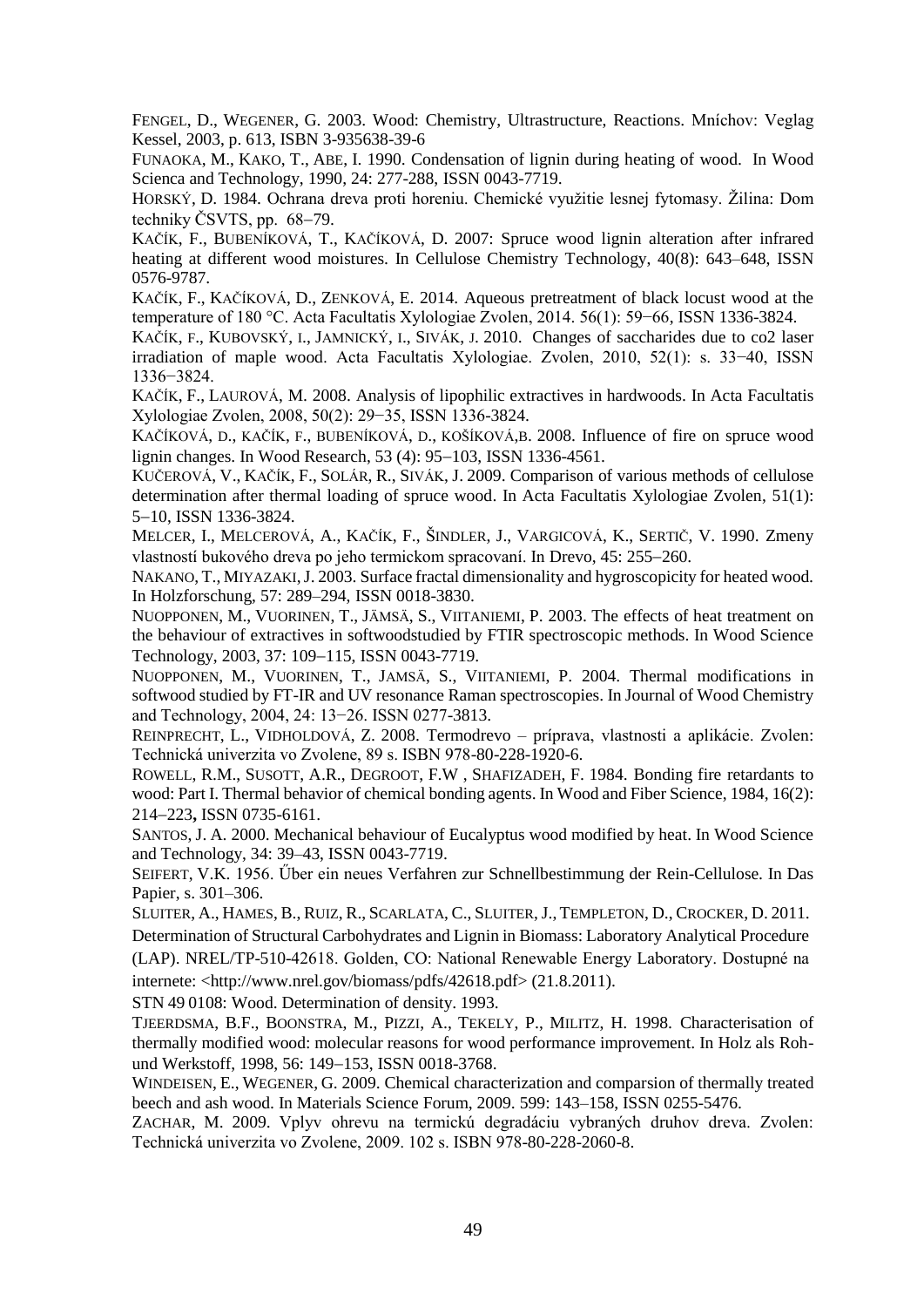FENGEL, D., WEGENER, G. 2003. Wood: Chemistry, Ultrastructure, Reactions. Mníchov: Veglag Kessel, 2003, p. 613, ISBN 3-935638-39-6

FUNAOKA, M., KAKO, T., ABE, I. 1990. Condensation of lignin during heating of wood. In Wood Scienca and Technology, 1990, 24: 277-288, ISSN 0043-7719.

HORSKÝ, D. 1984. Ochrana dreva proti horeniu. Chemické využitie lesnej fytomasy. Žilina: Dom techniky ČSVTS, pp. 68−79.

KAČÍK, F., BUBENÍKOVÁ, T., KAČÍKOVÁ, D. 2007: Spruce wood lignin alteration after infrared heating at different wood moistures. In Cellulose Chemistry Technology, 40(8): 643–648, ISSN 0576-9787.

KAČÍK, F., KAČÍKOVÁ, D., ZENKOVÁ, E. 2014. Aqueous pretreatment of black locust wood at the temperature of 180 °C. Acta Facultatis Xylologiae Zvolen, 2014. 56(1): 59−66, ISSN 1336-3824.

KAČÍK, F., KUBOVSKÝ, I., JAMNICKÝ, I., SIVÁK, J. 2010. Changes of saccharides due to co2 laser irradiation of maple wood. Acta Facultatis Xylologiae. Zvolen, 2010, 52(1): s. 33−40, ISSN 1336−3824.

KAČÍK, F., LAUROVÁ, M. 2008. Analysis of lipophilic extractives in hardwoods. In Acta Facultatis Xylologiae Zvolen, 2008, 50(2): 29−35, ISSN 1336-3824.

KAČÍKOVÁ, D., KAČÍK, F., BUBENÍKOVÁ, D., KOŠÍKOVÁ,B. 2008. Influence of fire on spruce wood lignin changes. In Wood Research, 53 (4): 95–103, ISSN 1336-4561.

KUČEROVÁ, V., KAČÍK, F., SOLÁR, R., SIVÁK, J. 2009. Comparison of various methods of cellulose determination after thermal loading of spruce wood. In Acta Facultatis Xylologiae Zvolen, 51(1): 5–10, ISSN 1336-3824.

MELCER, I., MELCEROVÁ, A., KAČÍK, F., ŠINDLER, J., VARGICOVÁ, K., SERTIČ, V. 1990. Zmeny vlastností bukového dreva po jeho termickom spracovaní. In Drevo, 45: 255–260.

NAKANO, T., MIYAZAKI, J. 2003. Surface fractal dimensionality and hygroscopicity for heated wood. In Holzforschung, 57: 289–294, ISSN 0018-3830.

NUOPPONEN, M., VUORINEN, T., JÄMSÄ, S., VIITANIEMI, P. 2003. The effects of heat treatment on the behaviour of extractives in softwoodstudied by FTIR spectroscopic methods. In Wood Science Technology, 2003, 37: 109–115, ISSN 0043-7719.

NUOPPONEN, M., VUORINEN, T., JAMSÄ, S., VIITANIEMI, P. 2004. Thermal modifications in softwood studied by FT-IR and UV resonance Raman spectroscopies. In Journal of Wood Chemistry and Technology, 2004, 24: 13−26. ISSN 0277-3813.

REINPRECHT, L., VIDHOLDOVÁ, Z. 2008. Termodrevo – príprava, vlastnosti a aplikácie. Zvolen: Technická univerzita vo Zvolene, 89 s. ISBN 978-80-228-1920-6.

ROWELL, R.M., SUSOTT, A.R., DEGROOT, F.W , SHAFIZADEH, F. 1984. Bonding fire retardants to wood: Part I. Thermal behavior of chemical bonding agents. In Wood and Fiber Science, 1984, 16(2): 214–223, ISSN 0735-6161.

SANTOS, J. A. 2000. Mechanical behaviour of Eucalyptus wood modified by heat. In Wood Science and Technology, 34: 39–43, ISSN 0043-7719.

SEIFERT, V.K. 1956. Űber ein neues Verfahren zur Schnellbestimmung der Rein-Cellulose. In Das Papier, s. 301–306.

SLUITER, A., HAMES, B., RUIZ, R., SCARLATA, C., SLUITER, J., TEMPLETON, D., CROCKER, D. 2011. Determination of Structural Carbohydrates and Lignin in Biomass: Laboratory Analytical Procedure (LAP). NREL/TP-510-42618. Golden, CO: National Renewable Energy Laboratory. Dostupné na internete: <http://www.nrel.gov/biomass/pdfs/42618.pdf> (21.8.2011).

STN 49 0108: Wood. Determination of density. 1993.

TJEERDSMA, B.F., BOONSTRA, M., PIZZI, A., TEKELY, P., MILITZ, H. 1998. Characterisation of thermally modified wood: molecular reasons for wood performance improvement. In Holz als Roh- und Werkstoff, 1998, 56: 149–153, ISSN 0018-3768.

WINDEISEN, E., WEGENER, G. 2009. Chemical characterization and comparsion of thermally treated beech and ash wood. In Materials Science Forum, 2009. 599: 143–158, ISSN 0255-5476.

ZACHAR, M. 2009. Vplyv ohrevu na termickú degradáciu vybraných druhov dreva. Zvolen: Technická univerzita vo Zvolene, 2009. 102 s. ISBN 978-80-228-2060-8.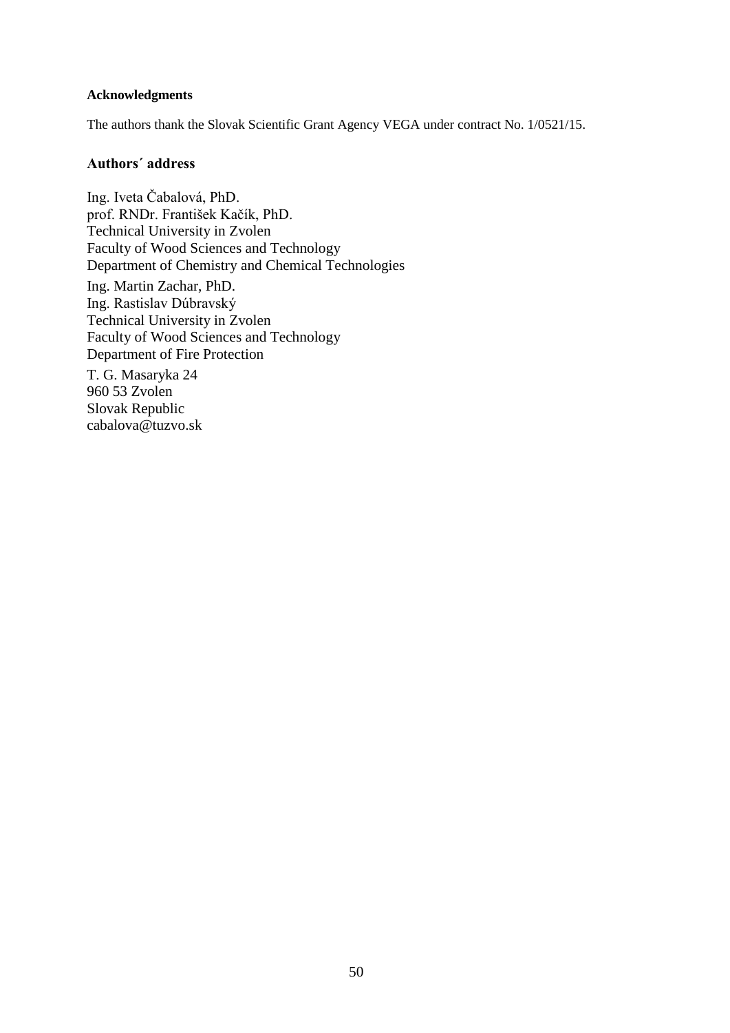**Acknowledgments**

The authors thank the Slovak Scientific Grant Agency VEGA under contract No. 1/0521/15.

### Authors´ address

Ing. Iveta Čabalová, PhD.
prof. RNDr. František Kačík, PhD.
Technical University in Zvolen
Faculty of Wood Sciences and Technology
Department of Chemistry and Chemical Technologies

Ing. Martin Zachar, PhD.
Ing. Rastislav Dúbravský
Technical University in Zvolen
Faculty of Wood Sciences and Technology
Department of Fire Protection

T. G. Masaryka 24
960 53 Zvolen
Slovak Republic
cabalova@tuzvo.sk